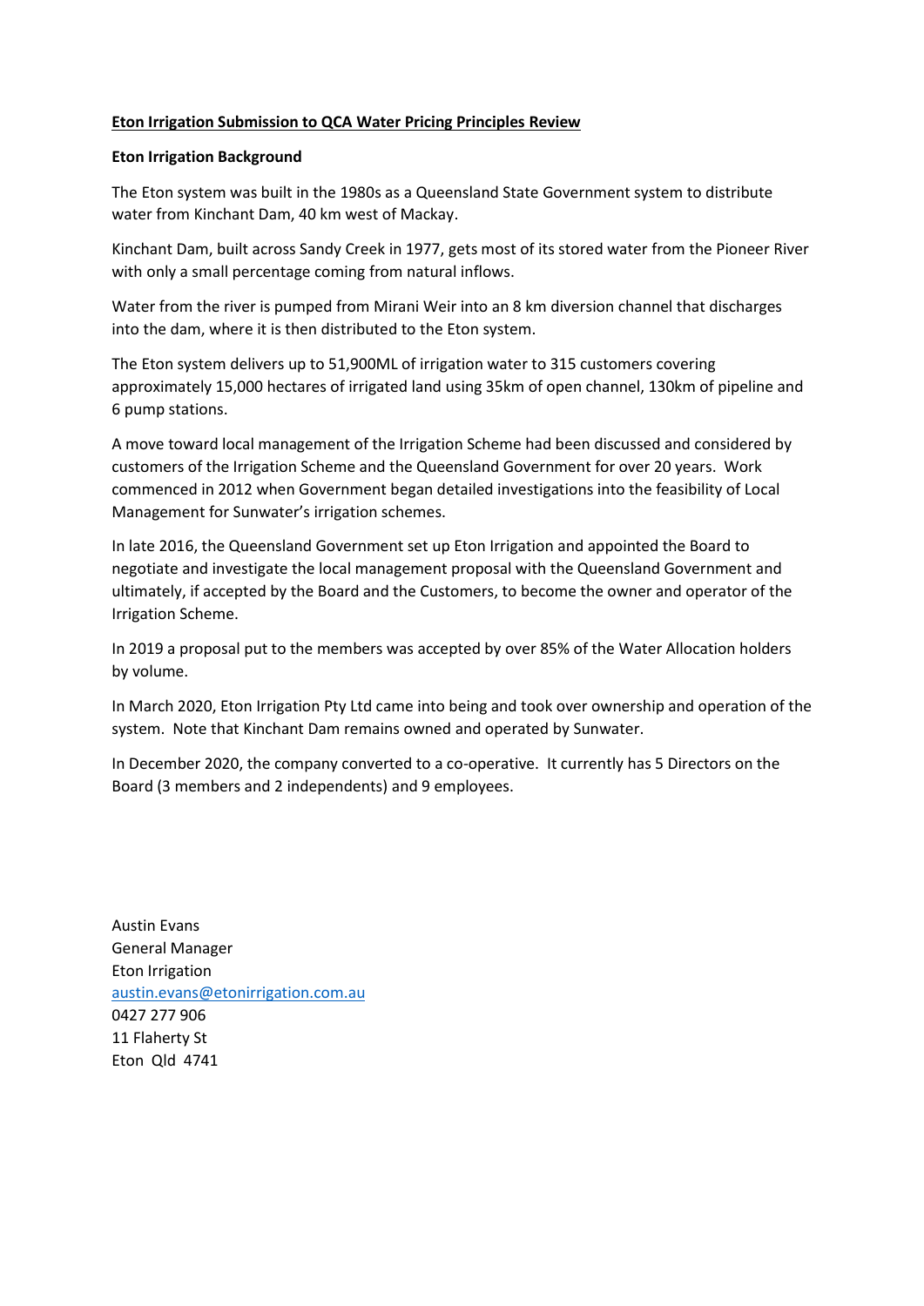# Eton Irrigation Submission to QCA Water Pricing Principles Review

## Eton Irrigation Background

The Eton system was built in the 1980s as a Queensland State Government system to distribute water from Kinchant Dam, 40 km west of Mackay.

Kinchant Dam, built across Sandy Creek in 1977, gets most of its stored water from the Pioneer River with only a small percentage coming from natural inflows.

Water from the river is pumped from Mirani Weir into an 8 km diversion channel that discharges into the dam, where it is then distributed to the Eton system.

The Eton system delivers up to 51,900ML of irrigation water to 315 customers covering approximately 15,000 hectares of irrigated land using 35km of open channel, 130km of pipeline and 6 pump stations.

A move toward local management of the Irrigation Scheme had been discussed and considered by customers of the Irrigation Scheme and the Queensland Government for over 20 years. Work commenced in 2012 when Government began detailed investigations into the feasibility of Local Management for Sunwater's irrigation schemes.

In late 2016, the Queensland Government set up Eton Irrigation and appointed the Board to negotiate and investigate the local management proposal with the Queensland Government and ultimately, if accepted by the Board and the Customers, to become the owner and operator of the Irrigation Scheme.

In 2019 a proposal put to the members was accepted by over 85% of the Water Allocation holders by volume.

In March 2020, Eton Irrigation Pty Ltd came into being and took over ownership and operation of the system. Note that Kinchant Dam remains owned and operated by Sunwater.

In December 2020, the company converted to a co-operative. It currently has 5 Directors on the Board (3 members and 2 independents) and 9 employees.

Austin Evans  
General Manager  
Eton Irrigation  
austin.evans@etonirrigation.com.au  
0427 277 906  
11 Flaherty St  
Eton Qld 4741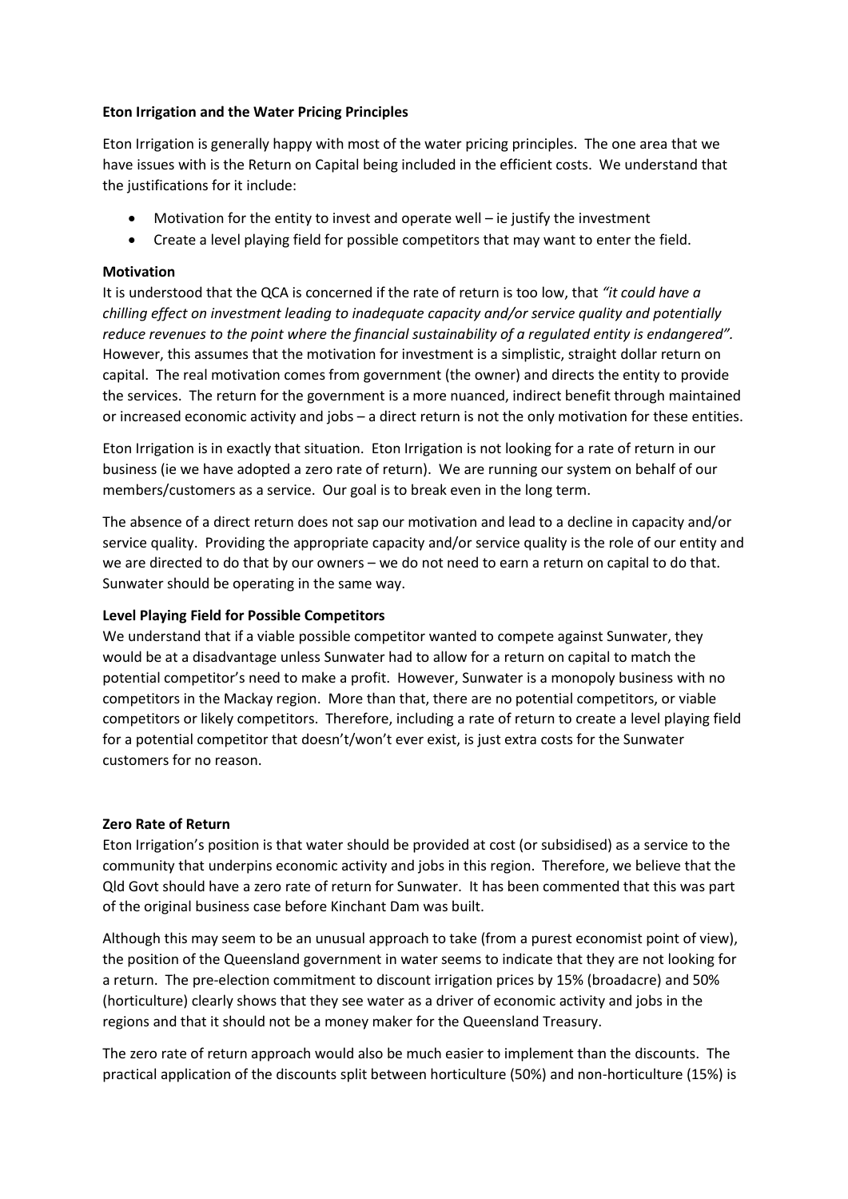**Eton Irrigation and the Water Pricing Principles**

Eton Irrigation is generally happy with most of the water pricing principles. The one area that we have issues with is the Return on Capital being included in the efficient costs. We understand that the justifications for it include:

- Motivation for the entity to invest and operate well – ie justify the investment
- Create a level playing field for possible competitors that may want to enter the field.

**Motivation**

It is understood that the QCA is concerned if the rate of return is too low, that *"it could have a chilling effect on investment leading to inadequate capacity and/or service quality and potentially reduce revenues to the point where the financial sustainability of a regulated entity is endangered".* However, this assumes that the motivation for investment is a simplistic, straight dollar return on capital. The real motivation comes from government (the owner) and directs the entity to provide the services. The return for the government is a more nuanced, indirect benefit through maintained or increased economic activity and jobs – a direct return is not the only motivation for these entities.

Eton Irrigation is in exactly that situation. Eton Irrigation is not looking for a rate of return in our business (ie we have adopted a zero rate of return). We are running our system on behalf of our members/customers as a service. Our goal is to break even in the long term.

The absence of a direct return does not sap our motivation and lead to a decline in capacity and/or service quality. Providing the appropriate capacity and/or service quality is the role of our entity and we are directed to do that by our owners – we do not need to earn a return on capital to do that. Sunwater should be operating in the same way.

**Level Playing Field for Possible Competitors**

We understand that if a viable possible competitor wanted to compete against Sunwater, they would be at a disadvantage unless Sunwater had to allow for a return on capital to match the potential competitor's need to make a profit. However, Sunwater is a monopoly business with no competitors in the Mackay region. More than that, there are no potential competitors, or viable competitors or likely competitors. Therefore, including a rate of return to create a level playing field for a potential competitor that doesn't/won't ever exist, is just extra costs for the Sunwater customers for no reason.

**Zero Rate of Return**

Eton Irrigation's position is that water should be provided at cost (or subsidised) as a service to the community that underpins economic activity and jobs in this region. Therefore, we believe that the Qld Govt should have a zero rate of return for Sunwater. It has been commented that this was part of the original business case before Kinchant Dam was built.

Although this may seem to be an unusual approach to take (from a purest economist point of view), the position of the Queensland government in water seems to indicate that they are not looking for a return. The pre-election commitment to discount irrigation prices by 15% (broadacre) and 50% (horticulture) clearly shows that they see water as a driver of economic activity and jobs in the regions and that it should not be a money maker for the Queensland Treasury.

The zero rate of return approach would also be much easier to implement than the discounts. The practical application of the discounts split between horticulture (50%) and non-horticulture (15%) is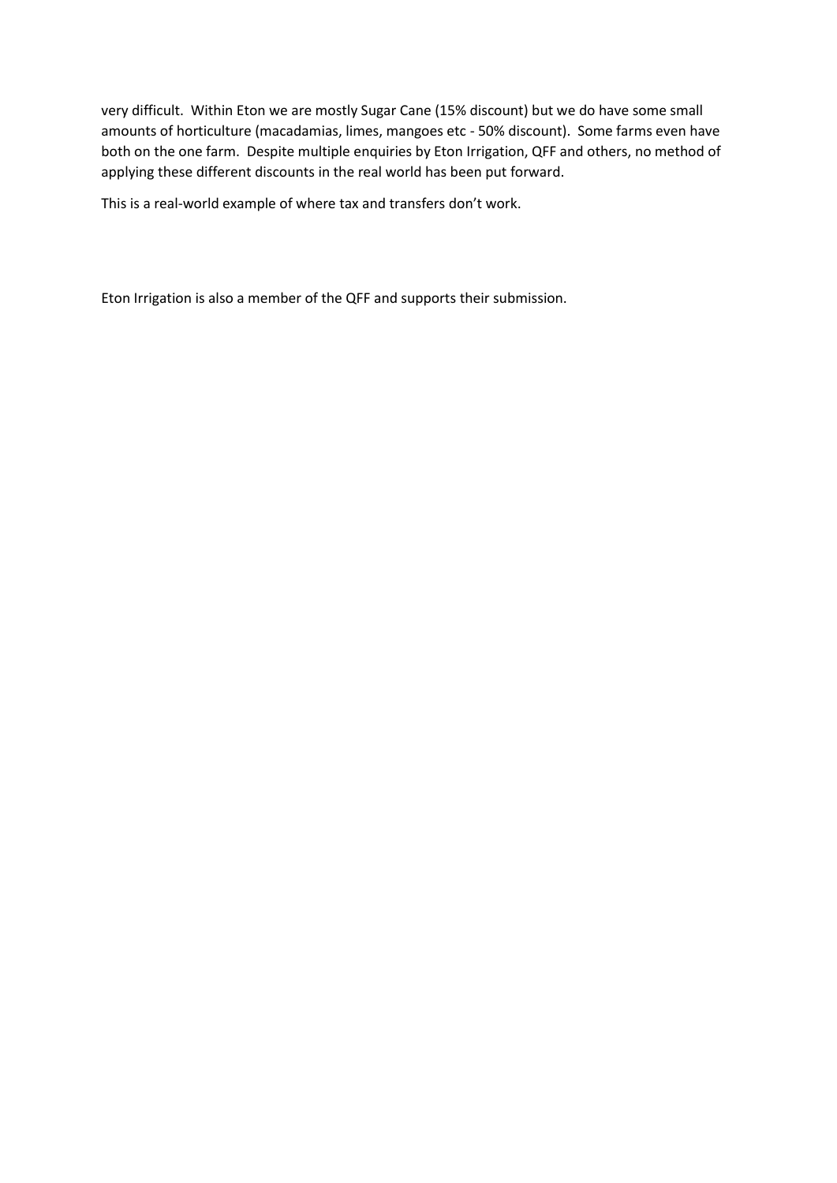very difficult. Within Eton we are mostly Sugar Cane (15% discount) but we do have some small amounts of horticulture (macadamias, limes, mangoes etc - 50% discount). Some farms even have both on the one farm. Despite multiple enquiries by Eton Irrigation, QFF and others, no method of applying these different discounts in the real world has been put forward.

This is a real-world example of where tax and transfers don't work.

Eton Irrigation is also a member of the QFF and supports their submission.